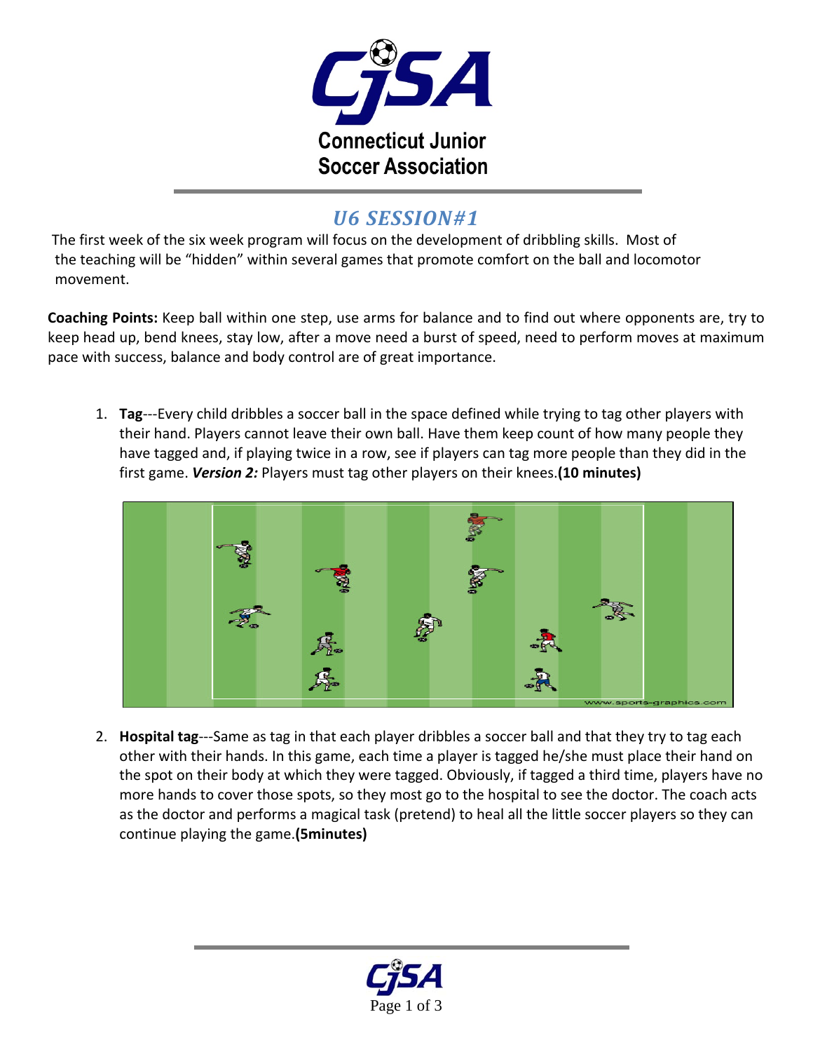Connecticut Junior Soccer Association

## *U6 SESSION#1*

The first week of the six week program will focus on the development of dribbling skills. Most of the teaching will be "hidden" within several games that promote comfort on the ball and locomotor movement.

**Coaching Points:** Keep ball within one step, use arms for balance and to find out where opponents are, try to keep head up, bend knees, stay low, after a move need a burst of speed, need to perform moves at maximum pace with success, balance and body control are of great importance.

1. **Tag**---Every child dribbles a soccer ball in the space defined while trying to tag other players with their hand. Players cannot leave their own ball. Have them keep count of how many people they have tagged and, if playing twice in a row, see if players can tag more people than they did in the first game. ***Version 2:*** Players must tag other players on their knees.**(10 minutes)**

2. **Hospital tag**---Same as tag in that each player dribbles a soccer ball and that they try to tag each other with their hands. In this game, each time a player is tagged he/she must place their hand on the spot on their body at which they were tagged. Obviously, if tagged a third time, players have no more hands to cover those spots, so they most go to the hospital to see the doctor. The coach acts as the doctor and performs a magical task (pretend) to heal all the little soccer players so they can continue playing the game.**(5minutes)**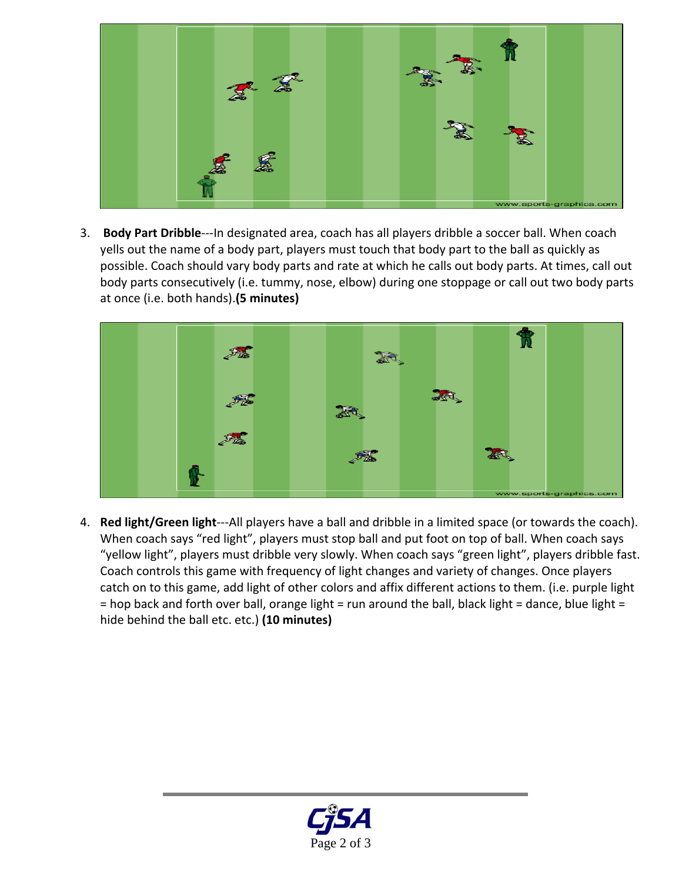3. **Body Part Dribble**---In designated area, coach has all players dribble a soccer ball. When coach yells out the name of a body part, players must touch that body part to the ball as quickly as possible. Coach should vary body parts and rate at which he calls out body parts. At times, call out body parts consecutively (i.e. tummy, nose, elbow) during one stoppage or call out two body parts at once (i.e. both hands).**(5 minutes)**

4. **Red light/Green light**---All players have a ball and dribble in a limited space (or towards the coach). When coach says "red light", players must stop ball and put foot on top of ball. When coach says "yellow light", players must dribble very slowly. When coach says "green light", players dribble fast. Coach controls this game with frequency of light changes and variety of changes. Once players catch on to this game, add light of other colors and affix different actions to them. (i.e. purple light = hop back and forth over ball, orange light = run around the ball, black light = dance, blue light = hide behind the ball etc. etc.) **(10 minutes)**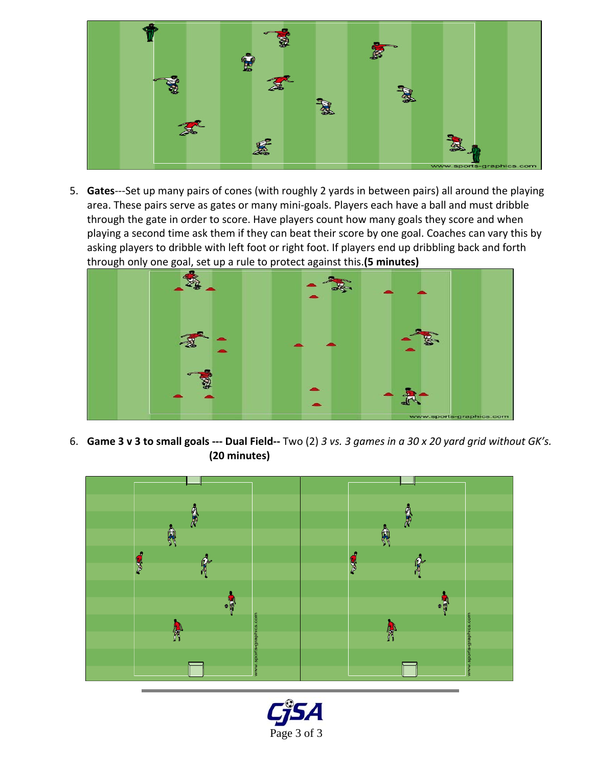5. **Gates**---Set up many pairs of cones (with roughly 2 yards in between pairs) all around the playing area. These pairs serve as gates or many mini-goals. Players each have a ball and must dribble through the gate in order to score. Have players count how many goals they score and when playing a second time ask them if they can beat their score by one goal. Coaches can vary this by asking players to dribble with left foot or right foot. If players end up dribbling back and forth through only one goal, set up a rule to protect against this.**(5 minutes)**

6. **Game 3 v 3 to small goals --- Dual Field--** Two (2) *3 vs. 3 games in a 30 x 20 yard grid without GK's.* **(20 minutes)**